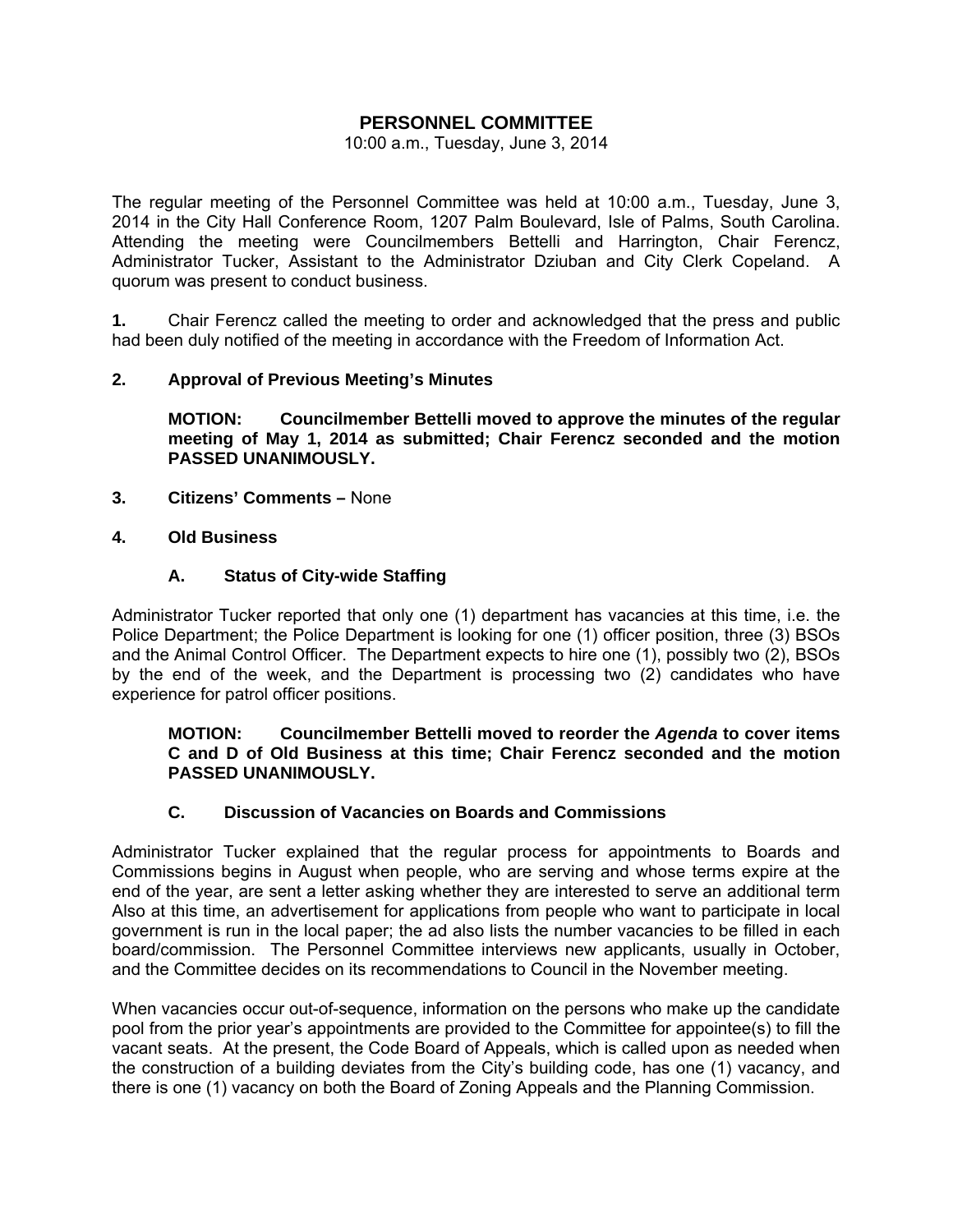# PERSONNEL COMMITTEE

10:00 a.m., Tuesday, June 3, 2014

The regular meeting of the Personnel Committee was held at 10:00 a.m., Tuesday, June 3, 2014 in the City Hall Conference Room, 1207 Palm Boulevard, Isle of Palms, South Carolina. Attending the meeting were Councilmembers Bettelli and Harrington, Chair Ferencz, Administrator Tucker, Assistant to the Administrator Dziuban and City Clerk Copeland. A quorum was present to conduct business.

**1.** Chair Ferencz called the meeting to order and acknowledged that the press and public had been duly notified of the meeting in accordance with the Freedom of Information Act.

**2. Approval of Previous Meeting's Minutes**

**MOTION: Councilmember Bettelli moved to approve the minutes of the regular meeting of May 1, 2014 as submitted; Chair Ferencz seconded and the motion PASSED UNANIMOUSLY.**

**3. Citizens' Comments –** None

**4. Old Business**

**A. Status of City-wide Staffing**

Administrator Tucker reported that only one (1) department has vacancies at this time, i.e. the Police Department; the Police Department is looking for one (1) officer position, three (3) BSOs and the Animal Control Officer. The Department expects to hire one (1), possibly two (2), BSOs by the end of the week, and the Department is processing two (2) candidates who have experience for patrol officer positions.

**MOTION: Councilmember Bettelli moved to reorder the *Agenda* to cover items C and D of Old Business at this time; Chair Ferencz seconded and the motion PASSED UNANIMOUSLY.**

**C. Discussion of Vacancies on Boards and Commissions**

Administrator Tucker explained that the regular process for appointments to Boards and Commissions begins in August when people, who are serving and whose terms expire at the end of the year, are sent a letter asking whether they are interested to serve an additional term Also at this time, an advertisement for applications from people who want to participate in local government is run in the local paper; the ad also lists the number vacancies to be filled in each board/commission. The Personnel Committee interviews new applicants, usually in October, and the Committee decides on its recommendations to Council in the November meeting.

When vacancies occur out-of-sequence, information on the persons who make up the candidate pool from the prior year's appointments are provided to the Committee for appointee(s) to fill the vacant seats. At the present, the Code Board of Appeals, which is called upon as needed when the construction of a building deviates from the City's building code, has one (1) vacancy, and there is one (1) vacancy on both the Board of Zoning Appeals and the Planning Commission.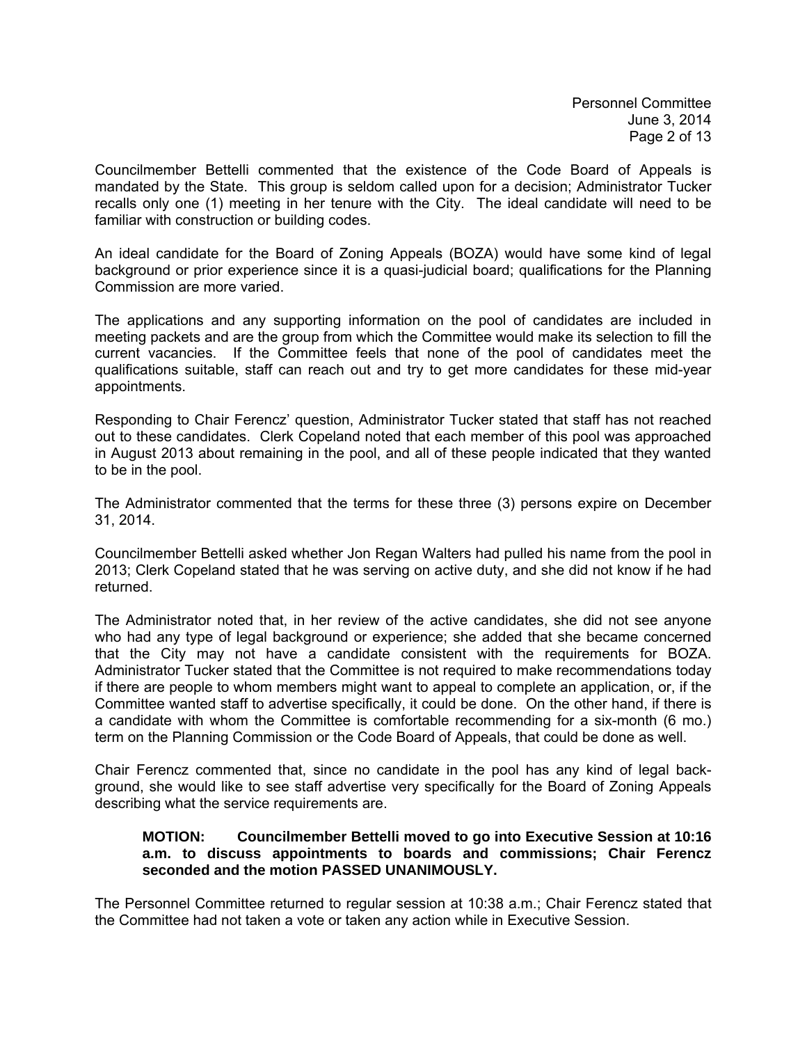Councilmember Bettelli commented that the existence of the Code Board of Appeals is mandated by the State. This group is seldom called upon for a decision; Administrator Tucker recalls only one (1) meeting in her tenure with the City. The ideal candidate will need to be familiar with construction or building codes.

An ideal candidate for the Board of Zoning Appeals (BOZA) would have some kind of legal background or prior experience since it is a quasi-judicial board; qualifications for the Planning Commission are more varied.

The applications and any supporting information on the pool of candidates are included in meeting packets and are the group from which the Committee would make its selection to fill the current vacancies. If the Committee feels that none of the pool of candidates meet the qualifications suitable, staff can reach out and try to get more candidates for these mid-year appointments.

Responding to Chair Ferencz' question, Administrator Tucker stated that staff has not reached out to these candidates. Clerk Copeland noted that each member of this pool was approached in August 2013 about remaining in the pool, and all of these people indicated that they wanted to be in the pool.

The Administrator commented that the terms for these three (3) persons expire on December 31, 2014.

Councilmember Bettelli asked whether Jon Regan Walters had pulled his name from the pool in 2013; Clerk Copeland stated that he was serving on active duty, and she did not know if he had returned.

The Administrator noted that, in her review of the active candidates, she did not see anyone who had any type of legal background or experience; she added that she became concerned that the City may not have a candidate consistent with the requirements for BOZA. Administrator Tucker stated that the Committee is not required to make recommendations today if there are people to whom members might want to appeal to complete an application, or, if the Committee wanted staff to advertise specifically, it could be done. On the other hand, if there is a candidate with whom the Committee is comfortable recommending for a six-month (6 mo.) term on the Planning Commission or the Code Board of Appeals, that could be done as well.

Chair Ferencz commented that, since no candidate in the pool has any kind of legal background, she would like to see staff advertise very specifically for the Board of Zoning Appeals describing what the service requirements are.

> **MOTION: Councilmember Bettelli moved to go into Executive Session at 10:16 a.m. to discuss appointments to boards and commissions; Chair Ferencz seconded and the motion PASSED UNANIMOUSLY.**

The Personnel Committee returned to regular session at 10:38 a.m.; Chair Ferencz stated that the Committee had not taken a vote or taken any action while in Executive Session.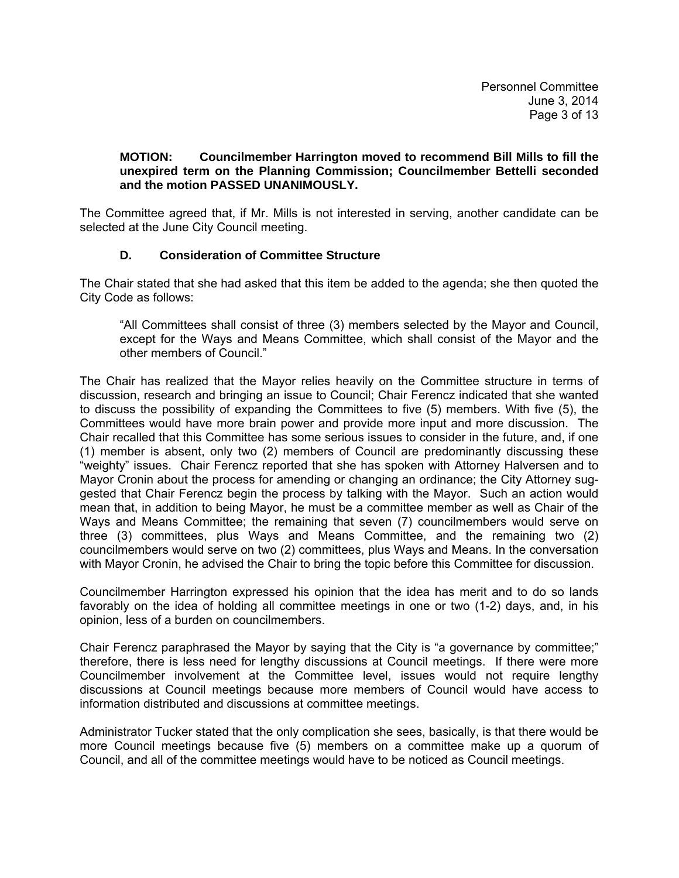**MOTION: Councilmember Harrington moved to recommend Bill Mills to fill the unexpired term on the Planning Commission; Councilmember Bettelli seconded and the motion PASSED UNANIMOUSLY.**

The Committee agreed that, if Mr. Mills is not interested in serving, another candidate can be selected at the June City Council meeting.

### D. Consideration of Committee Structure

The Chair stated that she had asked that this item be added to the agenda; she then quoted the City Code as follows:

> "All Committees shall consist of three (3) members selected by the Mayor and Council, except for the Ways and Means Committee, which shall consist of the Mayor and the other members of Council."

The Chair has realized that the Mayor relies heavily on the Committee structure in terms of discussion, research and bringing an issue to Council; Chair Ferencz indicated that she wanted to discuss the possibility of expanding the Committees to five (5) members. With five (5), the Committees would have more brain power and provide more input and more discussion. The Chair recalled that this Committee has some serious issues to consider in the future, and, if one (1) member is absent, only two (2) members of Council are predominantly discussing these "weighty" issues. Chair Ferencz reported that she has spoken with Attorney Halversen and to Mayor Cronin about the process for amending or changing an ordinance; the City Attorney suggested that Chair Ferencz begin the process by talking with the Mayor. Such an action would mean that, in addition to being Mayor, he must be a committee member as well as Chair of the Ways and Means Committee; the remaining that seven (7) councilmembers would serve on three (3) committees, plus Ways and Means Committee, and the remaining two (2) councilmembers would serve on two (2) committees, plus Ways and Means. In the conversation with Mayor Cronin, he advised the Chair to bring the topic before this Committee for discussion.

Councilmember Harrington expressed his opinion that the idea has merit and to do so lands favorably on the idea of holding all committee meetings in one or two (1-2) days, and, in his opinion, less of a burden on councilmembers.

Chair Ferencz paraphrased the Mayor by saying that the City is "a governance by committee;" therefore, there is less need for lengthy discussions at Council meetings. If there were more Councilmember involvement at the Committee level, issues would not require lengthy discussions at Council meetings because more members of Council would have access to information distributed and discussions at committee meetings.

Administrator Tucker stated that the only complication she sees, basically, is that there would be more Council meetings because five (5) members on a committee make up a quorum of Council, and all of the committee meetings would have to be noticed as Council meetings.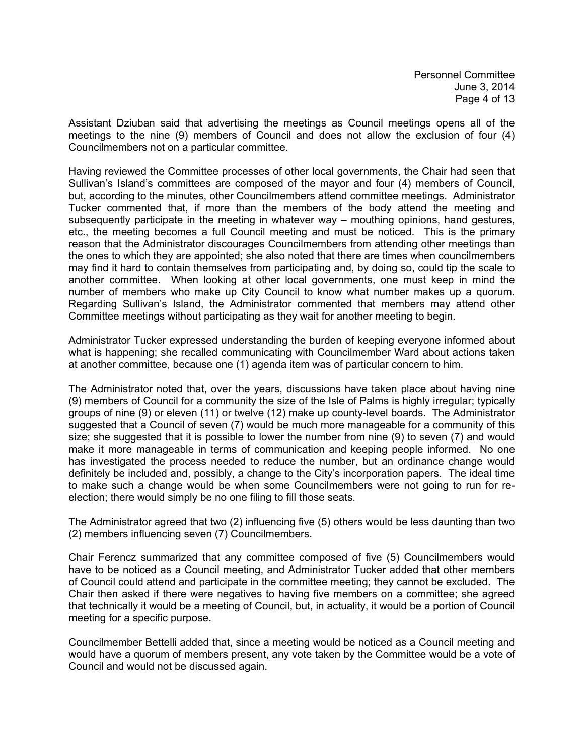Assistant Dziuban said that advertising the meetings as Council meetings opens all of the meetings to the nine (9) members of Council and does not allow the exclusion of four (4) Councilmembers not on a particular committee.

Having reviewed the Committee processes of other local governments, the Chair had seen that Sullivan's Island's committees are composed of the mayor and four (4) members of Council, but, according to the minutes, other Councilmembers attend committee meetings. Administrator Tucker commented that, if more than the members of the body attend the meeting and subsequently participate in the meeting in whatever way – mouthing opinions, hand gestures, etc., the meeting becomes a full Council meeting and must be noticed. This is the primary reason that the Administrator discourages Councilmembers from attending other meetings than the ones to which they are appointed; she also noted that there are times when councilmembers may find it hard to contain themselves from participating and, by doing so, could tip the scale to another committee. When looking at other local governments, one must keep in mind the number of members who make up City Council to know what number makes up a quorum. Regarding Sullivan's Island, the Administrator commented that members may attend other Committee meetings without participating as they wait for another meeting to begin.

Administrator Tucker expressed understanding the burden of keeping everyone informed about what is happening; she recalled communicating with Councilmember Ward about actions taken at another committee, because one (1) agenda item was of particular concern to him.

The Administrator noted that, over the years, discussions have taken place about having nine (9) members of Council for a community the size of the Isle of Palms is highly irregular; typically groups of nine (9) or eleven (11) or twelve (12) make up county-level boards. The Administrator suggested that a Council of seven (7) would be much more manageable for a community of this size; she suggested that it is possible to lower the number from nine (9) to seven (7) and would make it more manageable in terms of communication and keeping people informed. No one has investigated the process needed to reduce the number, but an ordinance change would definitely be included and, possibly, a change to the City's incorporation papers. The ideal time to make such a change would be when some Councilmembers were not going to run for re-election; there would simply be no one filing to fill those seats.

The Administrator agreed that two (2) influencing five (5) others would be less daunting than two (2) members influencing seven (7) Councilmembers.

Chair Ferencz summarized that any committee composed of five (5) Councilmembers would have to be noticed as a Council meeting, and Administrator Tucker added that other members of Council could attend and participate in the committee meeting; they cannot be excluded. The Chair then asked if there were negatives to having five members on a committee; she agreed that technically it would be a meeting of Council, but, in actuality, it would be a portion of Council meeting for a specific purpose.

Councilmember Bettelli added that, since a meeting would be noticed as a Council meeting and would have a quorum of members present, any vote taken by the Committee would be a vote of Council and would not be discussed again.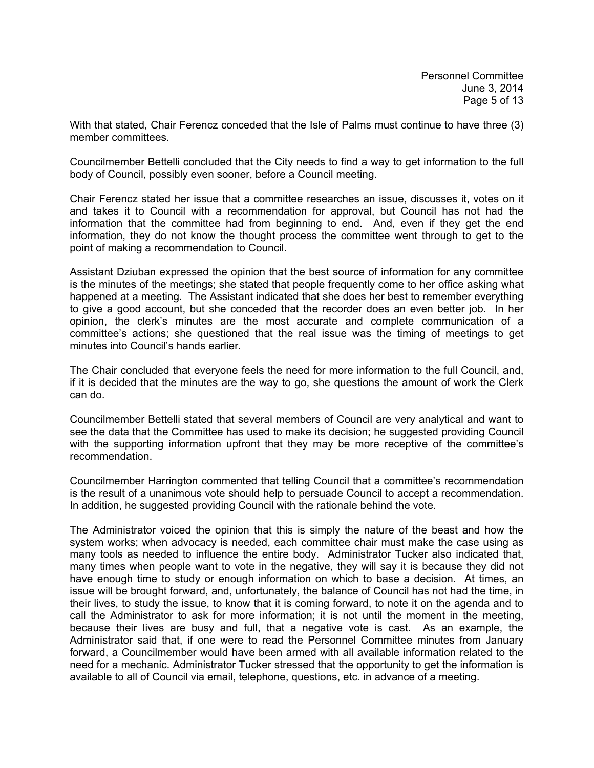With that stated, Chair Ferencz conceded that the Isle of Palms must continue to have three (3) member committees.

Councilmember Bettelli concluded that the City needs to find a way to get information to the full body of Council, possibly even sooner, before a Council meeting.

Chair Ferencz stated her issue that a committee researches an issue, discusses it, votes on it and takes it to Council with a recommendation for approval, but Council has not had the information that the committee had from beginning to end. And, even if they get the end information, they do not know the thought process the committee went through to get to the point of making a recommendation to Council.

Assistant Dziuban expressed the opinion that the best source of information for any committee is the minutes of the meetings; she stated that people frequently come to her office asking what happened at a meeting. The Assistant indicated that she does her best to remember everything to give a good account, but she conceded that the recorder does an even better job. In her opinion, the clerk's minutes are the most accurate and complete communication of a committee's actions; she questioned that the real issue was the timing of meetings to get minutes into Council's hands earlier.

The Chair concluded that everyone feels the need for more information to the full Council, and, if it is decided that the minutes are the way to go, she questions the amount of work the Clerk can do.

Councilmember Bettelli stated that several members of Council are very analytical and want to see the data that the Committee has used to make its decision; he suggested providing Council with the supporting information upfront that they may be more receptive of the committee's recommendation.

Councilmember Harrington commented that telling Council that a committee's recommendation is the result of a unanimous vote should help to persuade Council to accept a recommendation. In addition, he suggested providing Council with the rationale behind the vote.

The Administrator voiced the opinion that this is simply the nature of the beast and how the system works; when advocacy is needed, each committee chair must make the case using as many tools as needed to influence the entire body. Administrator Tucker also indicated that, many times when people want to vote in the negative, they will say it is because they did not have enough time to study or enough information on which to base a decision. At times, an issue will be brought forward, and, unfortunately, the balance of Council has not had the time, in their lives, to study the issue, to know that it is coming forward, to note it on the agenda and to call the Administrator to ask for more information; it is not until the moment in the meeting, because their lives are busy and full, that a negative vote is cast. As an example, the Administrator said that, if one were to read the Personnel Committee minutes from January forward, a Councilmember would have been armed with all available information related to the need for a mechanic. Administrator Tucker stressed that the opportunity to get the information is available to all of Council via email, telephone, questions, etc. in advance of a meeting.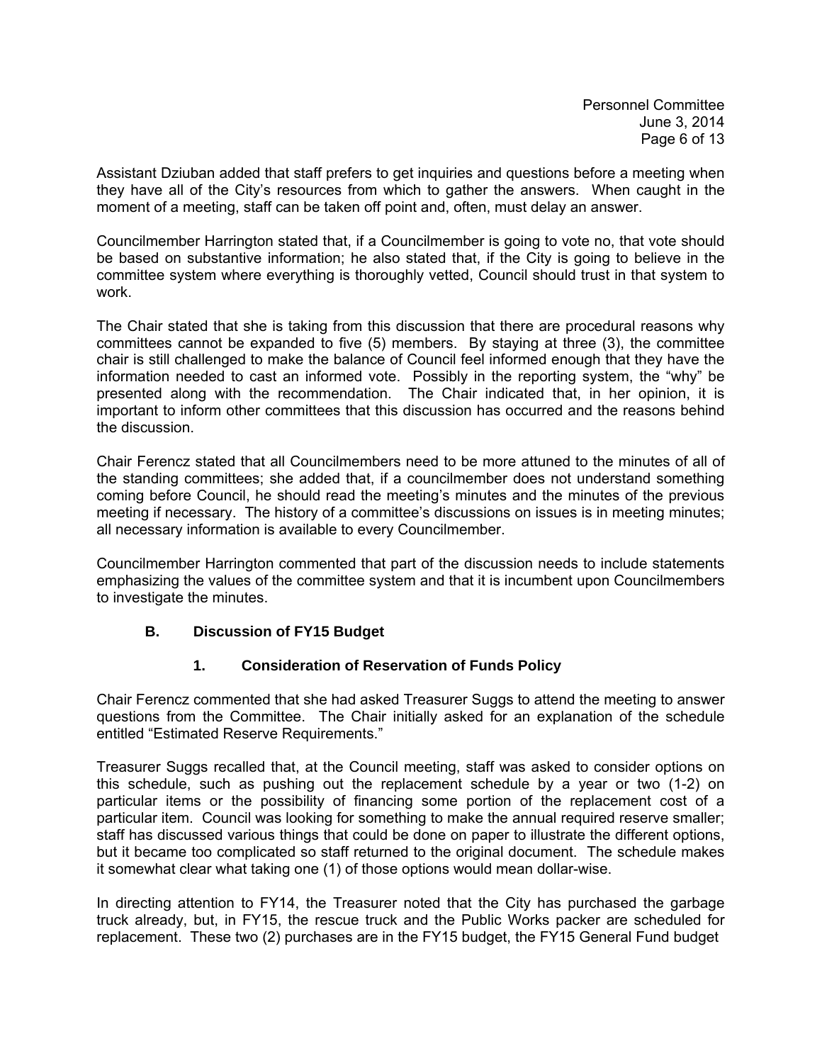Assistant Dziuban added that staff prefers to get inquiries and questions before a meeting when they have all of the City's resources from which to gather the answers. When caught in the moment of a meeting, staff can be taken off point and, often, must delay an answer.

Councilmember Harrington stated that, if a Councilmember is going to vote no, that vote should be based on substantive information; he also stated that, if the City is going to believe in the committee system where everything is thoroughly vetted, Council should trust in that system to work.

The Chair stated that she is taking from this discussion that there are procedural reasons why committees cannot be expanded to five (5) members. By staying at three (3), the committee chair is still challenged to make the balance of Council feel informed enough that they have the information needed to cast an informed vote. Possibly in the reporting system, the "why" be presented along with the recommendation. The Chair indicated that, in her opinion, it is important to inform other committees that this discussion has occurred and the reasons behind the discussion.

Chair Ferencz stated that all Councilmembers need to be more attuned to the minutes of all of the standing committees; she added that, if a councilmember does not understand something coming before Council, he should read the meeting's minutes and the minutes of the previous meeting if necessary. The history of a committee's discussions on issues is in meeting minutes; all necessary information is available to every Councilmember.

Councilmember Harrington commented that part of the discussion needs to include statements emphasizing the values of the committee system and that it is incumbent upon Councilmembers to investigate the minutes.

### B. Discussion of FY15 Budget

#### 1. Consideration of Reservation of Funds Policy

Chair Ferencz commented that she had asked Treasurer Suggs to attend the meeting to answer questions from the Committee. The Chair initially asked for an explanation of the schedule entitled "Estimated Reserve Requirements."

Treasurer Suggs recalled that, at the Council meeting, staff was asked to consider options on this schedule, such as pushing out the replacement schedule by a year or two (1-2) on particular items or the possibility of financing some portion of the replacement cost of a particular item. Council was looking for something to make the annual required reserve smaller; staff has discussed various things that could be done on paper to illustrate the different options, but it became too complicated so staff returned to the original document. The schedule makes it somewhat clear what taking one (1) of those options would mean dollar-wise.

In directing attention to FY14, the Treasurer noted that the City has purchased the garbage truck already, but, in FY15, the rescue truck and the Public Works packer are scheduled for replacement. These two (2) purchases are in the FY15 budget, the FY15 General Fund budget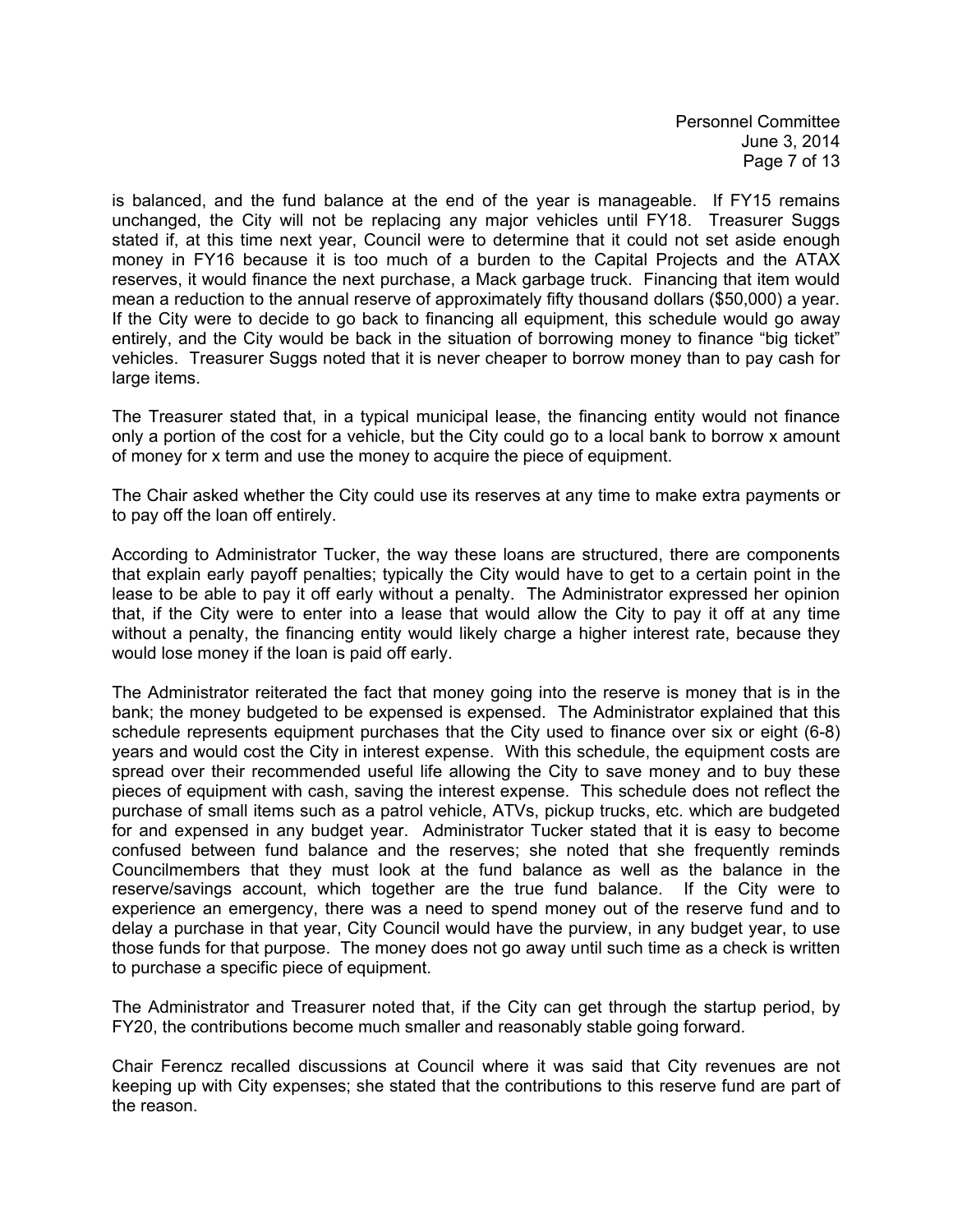is balanced, and the fund balance at the end of the year is manageable. If FY15 remains unchanged, the City will not be replacing any major vehicles until FY18. Treasurer Suggs stated if, at this time next year, Council were to determine that it could not set aside enough money in FY16 because it is too much of a burden to the Capital Projects and the ATAX reserves, it would finance the next purchase, a Mack garbage truck. Financing that item would mean a reduction to the annual reserve of approximately fifty thousand dollars ($50,000) a year. If the City were to decide to go back to financing all equipment, this schedule would go away entirely, and the City would be back in the situation of borrowing money to finance "big ticket" vehicles. Treasurer Suggs noted that it is never cheaper to borrow money than to pay cash for large items.

The Treasurer stated that, in a typical municipal lease, the financing entity would not finance only a portion of the cost for a vehicle, but the City could go to a local bank to borrow x amount of money for x term and use the money to acquire the piece of equipment.

The Chair asked whether the City could use its reserves at any time to make extra payments or to pay off the loan off entirely.

According to Administrator Tucker, the way these loans are structured, there are components that explain early payoff penalties; typically the City would have to get to a certain point in the lease to be able to pay it off early without a penalty. The Administrator expressed her opinion that, if the City were to enter into a lease that would allow the City to pay it off at any time without a penalty, the financing entity would likely charge a higher interest rate, because they would lose money if the loan is paid off early.

The Administrator reiterated the fact that money going into the reserve is money that is in the bank; the money budgeted to be expensed is expensed. The Administrator explained that this schedule represents equipment purchases that the City used to finance over six or eight (6-8) years and would cost the City in interest expense. With this schedule, the equipment costs are spread over their recommended useful life allowing the City to save money and to buy these pieces of equipment with cash, saving the interest expense. This schedule does not reflect the purchase of small items such as a patrol vehicle, ATVs, pickup trucks, etc. which are budgeted for and expensed in any budget year. Administrator Tucker stated that it is easy to become confused between fund balance and the reserves; she noted that she frequently reminds Councilmembers that they must look at the fund balance as well as the balance in the reserve/savings account, which together are the true fund balance. If the City were to experience an emergency, there was a need to spend money out of the reserve fund and to delay a purchase in that year, City Council would have the purview, in any budget year, to use those funds for that purpose. The money does not go away until such time as a check is written to purchase a specific piece of equipment.

The Administrator and Treasurer noted that, if the City can get through the startup period, by FY20, the contributions become much smaller and reasonably stable going forward.

Chair Ferencz recalled discussions at Council where it was said that City revenues are not keeping up with City expenses; she stated that the contributions to this reserve fund are part of the reason.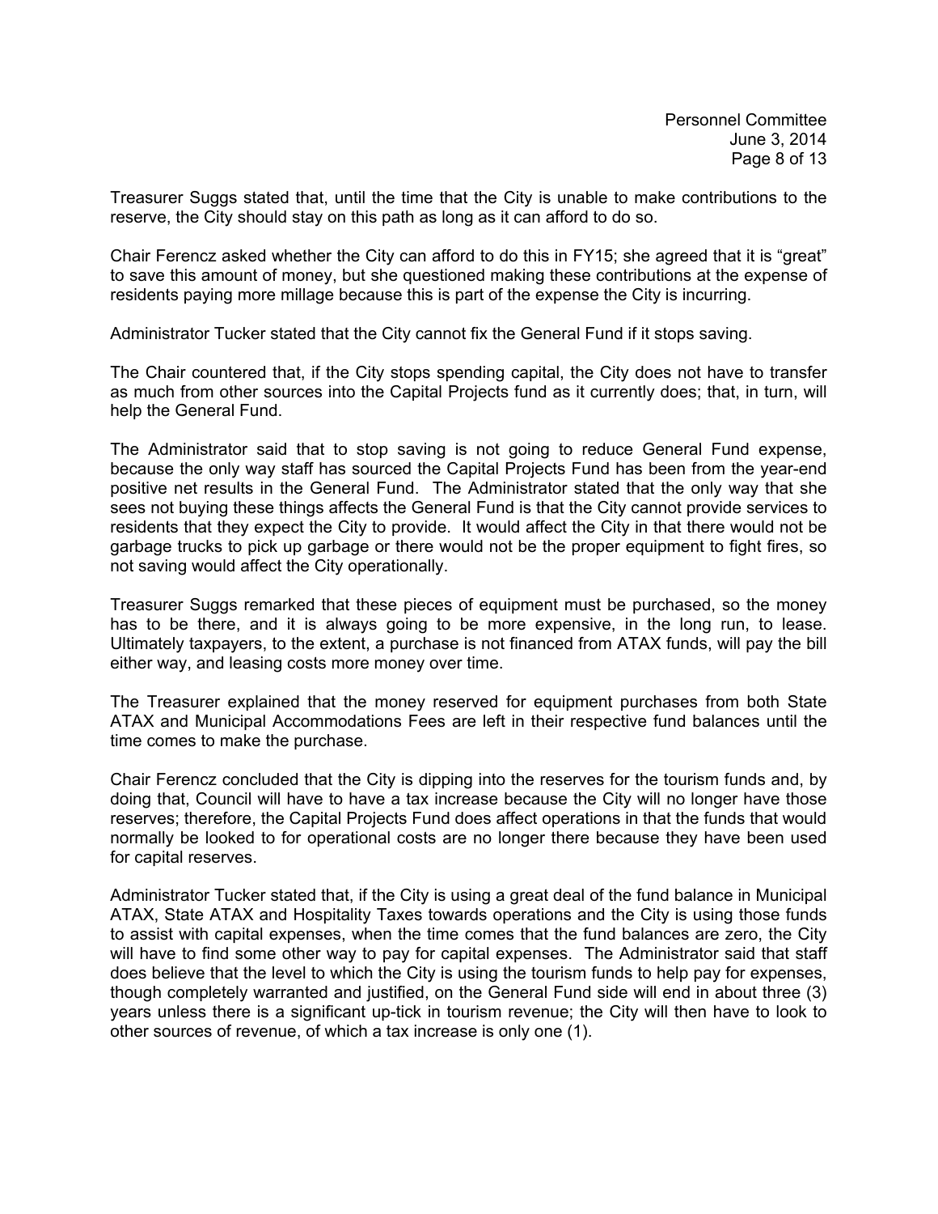Treasurer Suggs stated that, until the time that the City is unable to make contributions to the reserve, the City should stay on this path as long as it can afford to do so.

Chair Ferencz asked whether the City can afford to do this in FY15; she agreed that it is "great" to save this amount of money, but she questioned making these contributions at the expense of residents paying more millage because this is part of the expense the City is incurring.

Administrator Tucker stated that the City cannot fix the General Fund if it stops saving.

The Chair countered that, if the City stops spending capital, the City does not have to transfer as much from other sources into the Capital Projects fund as it currently does; that, in turn, will help the General Fund.

The Administrator said that to stop saving is not going to reduce General Fund expense, because the only way staff has sourced the Capital Projects Fund has been from the year-end positive net results in the General Fund. The Administrator stated that the only way that she sees not buying these things affects the General Fund is that the City cannot provide services to residents that they expect the City to provide. It would affect the City in that there would not be garbage trucks to pick up garbage or there would not be the proper equipment to fight fires, so not saving would affect the City operationally.

Treasurer Suggs remarked that these pieces of equipment must be purchased, so the money has to be there, and it is always going to be more expensive, in the long run, to lease. Ultimately taxpayers, to the extent, a purchase is not financed from ATAX funds, will pay the bill either way, and leasing costs more money over time.

The Treasurer explained that the money reserved for equipment purchases from both State ATAX and Municipal Accommodations Fees are left in their respective fund balances until the time comes to make the purchase.

Chair Ferencz concluded that the City is dipping into the reserves for the tourism funds and, by doing that, Council will have to have a tax increase because the City will no longer have those reserves; therefore, the Capital Projects Fund does affect operations in that the funds that would normally be looked to for operational costs are no longer there because they have been used for capital reserves.

Administrator Tucker stated that, if the City is using a great deal of the fund balance in Municipal ATAX, State ATAX and Hospitality Taxes towards operations and the City is using those funds to assist with capital expenses, when the time comes that the fund balances are zero, the City will have to find some other way to pay for capital expenses. The Administrator said that staff does believe that the level to which the City is using the tourism funds to help pay for expenses, though completely warranted and justified, on the General Fund side will end in about three (3) years unless there is a significant up-tick in tourism revenue; the City will then have to look to other sources of revenue, of which a tax increase is only one (1).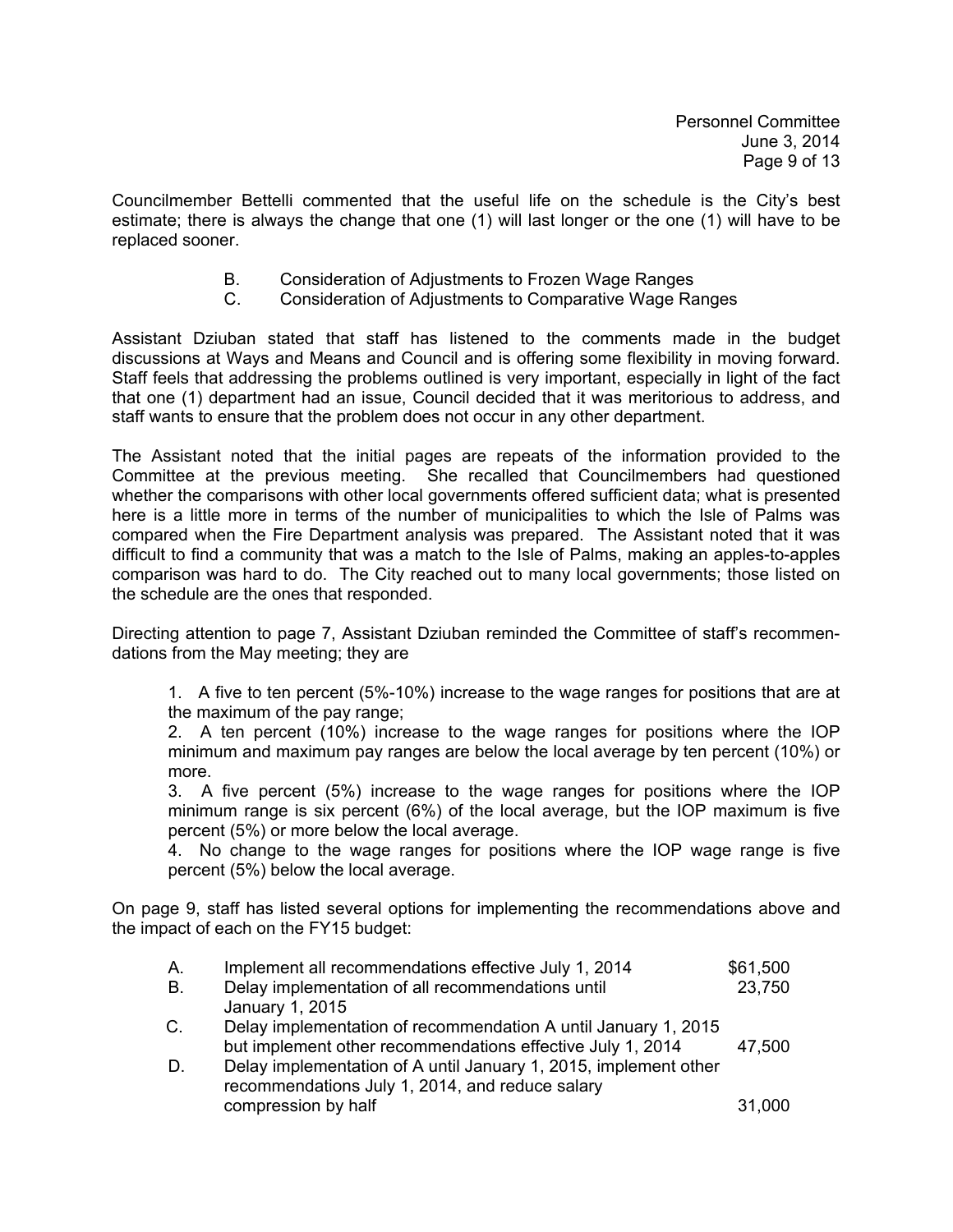Councilmember Bettelli commented that the useful life on the schedule is the City's best estimate; there is always the change that one (1) will last longer or the one (1) will have to be replaced sooner.

B. Consideration of Adjustments to Frozen Wage Ranges
C. Consideration of Adjustments to Comparative Wage Ranges

Assistant Dziuban stated that staff has listened to the comments made in the budget discussions at Ways and Means and Council and is offering some flexibility in moving forward. Staff feels that addressing the problems outlined is very important, especially in light of the fact that one (1) department had an issue, Council decided that it was meritorious to address, and staff wants to ensure that the problem does not occur in any other department.

The Assistant noted that the initial pages are repeats of the information provided to the Committee at the previous meeting. She recalled that Councilmembers had questioned whether the comparisons with other local governments offered sufficient data; what is presented here is a little more in terms of the number of municipalities to which the Isle of Palms was compared when the Fire Department analysis was prepared. The Assistant noted that it was difficult to find a community that was a match to the Isle of Palms, making an apples-to-apples comparison was hard to do. The City reached out to many local governments; those listed on the schedule are the ones that responded.

Directing attention to page 7, Assistant Dziuban reminded the Committee of staff's recommendations from the May meeting; they are

1. A five to ten percent (5%-10%) increase to the wage ranges for positions that are at the maximum of the pay range;
2. A ten percent (10%) increase to the wage ranges for positions where the IOP minimum and maximum pay ranges are below the local average by ten percent (10%) or more.
3. A five percent (5%) increase to the wage ranges for positions where the IOP minimum range is six percent (6%) of the local average, but the IOP maximum is five percent (5%) or more below the local average.
4. No change to the wage ranges for positions where the IOP wage range is five percent (5%) below the local average.

On page 9, staff has listed several options for implementing the recommendations above and the impact of each on the FY15 budget:

| | | |
|---|---|---|
| A. | Implement all recommendations effective July 1, 2014 | $61,500 |
| B. | Delay implementation of all recommendations until January 1, 2015 | 23,750 |
| C. | Delay implementation of recommendation A until January 1, 2015 but implement other recommendations effective July 1, 2014 | 47,500 |
| D. | Delay implementation of A until January 1, 2015, implement other recommendations July 1, 2014, and reduce salary compression by half | 31,000 |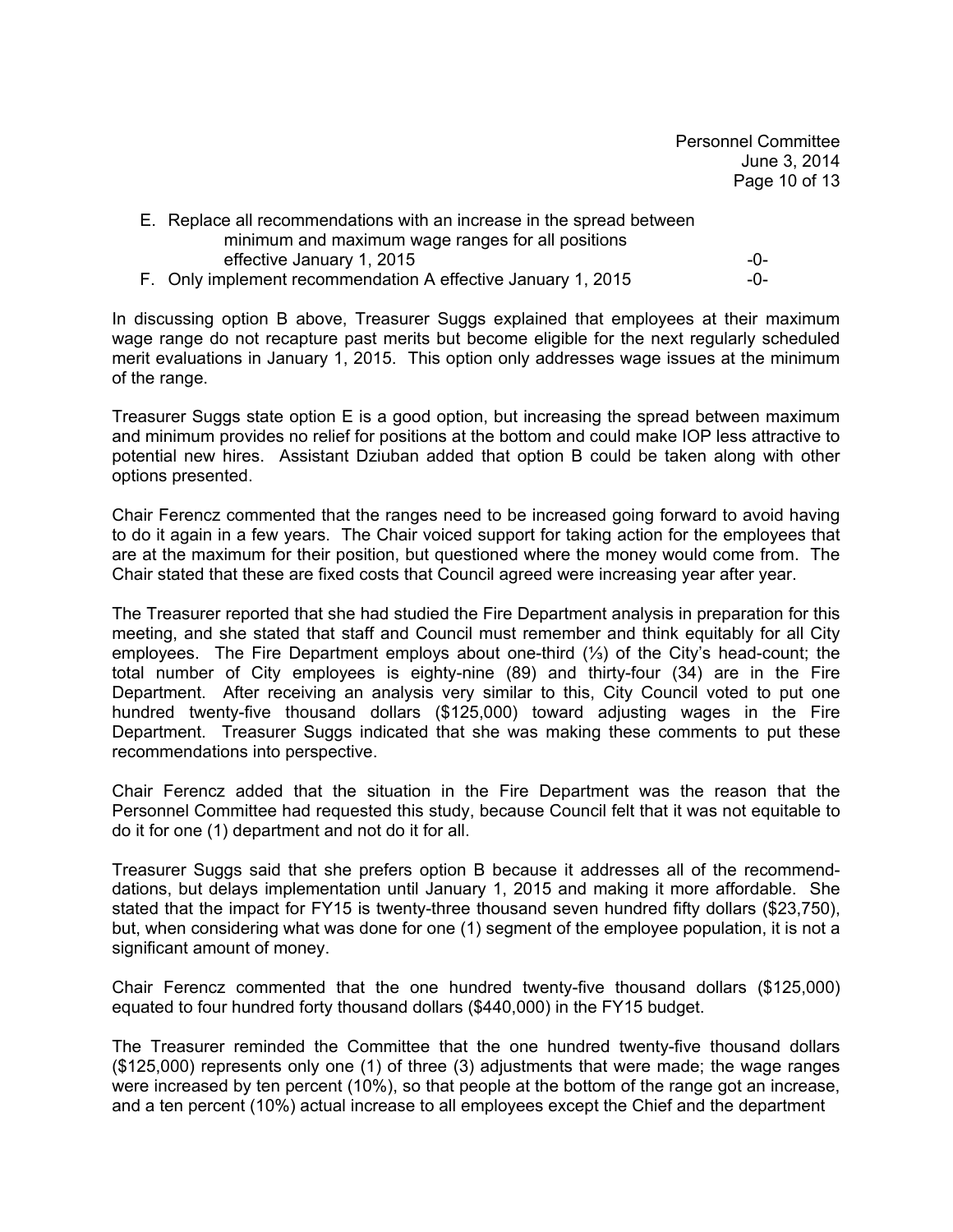E. Replace all recommendations with an increase in the spread between minimum and maximum wage ranges for all positions effective January 1, 2015 -0-

F. Only implement recommendation A effective January 1, 2015 -0-

In discussing option B above, Treasurer Suggs explained that employees at their maximum wage range do not recapture past merits but become eligible for the next regularly scheduled merit evaluations in January 1, 2015. This option only addresses wage issues at the minimum of the range.

Treasurer Suggs state option E is a good option, but increasing the spread between maximum and minimum provides no relief for positions at the bottom and could make IOP less attractive to potential new hires. Assistant Dziuban added that option B could be taken along with other options presented.

Chair Ferencz commented that the ranges need to be increased going forward to avoid having to do it again in a few years. The Chair voiced support for taking action for the employees that are at the maximum for their position, but questioned where the money would come from. The Chair stated that these are fixed costs that Council agreed were increasing year after year.

The Treasurer reported that she had studied the Fire Department analysis in preparation for this meeting, and she stated that staff and Council must remember and think equitably for all City employees. The Fire Department employs about one-third (⅓) of the City's head-count; the total number of City employees is eighty-nine (89) and thirty-four (34) are in the Fire Department. After receiving an analysis very similar to this, City Council voted to put one hundred twenty-five thousand dollars ($125,000) toward adjusting wages in the Fire Department. Treasurer Suggs indicated that she was making these comments to put these recommendations into perspective.

Chair Ferencz added that the situation in the Fire Department was the reason that the Personnel Committee had requested this study, because Council felt that it was not equitable to do it for one (1) department and not do it for all.

Treasurer Suggs said that she prefers option B because it addresses all of the recommend-dations, but delays implementation until January 1, 2015 and making it more affordable. She stated that the impact for FY15 is twenty-three thousand seven hundred fifty dollars ($23,750), but, when considering what was done for one (1) segment of the employee population, it is not a significant amount of money.

Chair Ferencz commented that the one hundred twenty-five thousand dollars ($125,000) equated to four hundred forty thousand dollars ($440,000) in the FY15 budget.

The Treasurer reminded the Committee that the one hundred twenty-five thousand dollars ($125,000) represents only one (1) of three (3) adjustments that were made; the wage ranges were increased by ten percent (10%), so that people at the bottom of the range got an increase, and a ten percent (10%) actual increase to all employees except the Chief and the department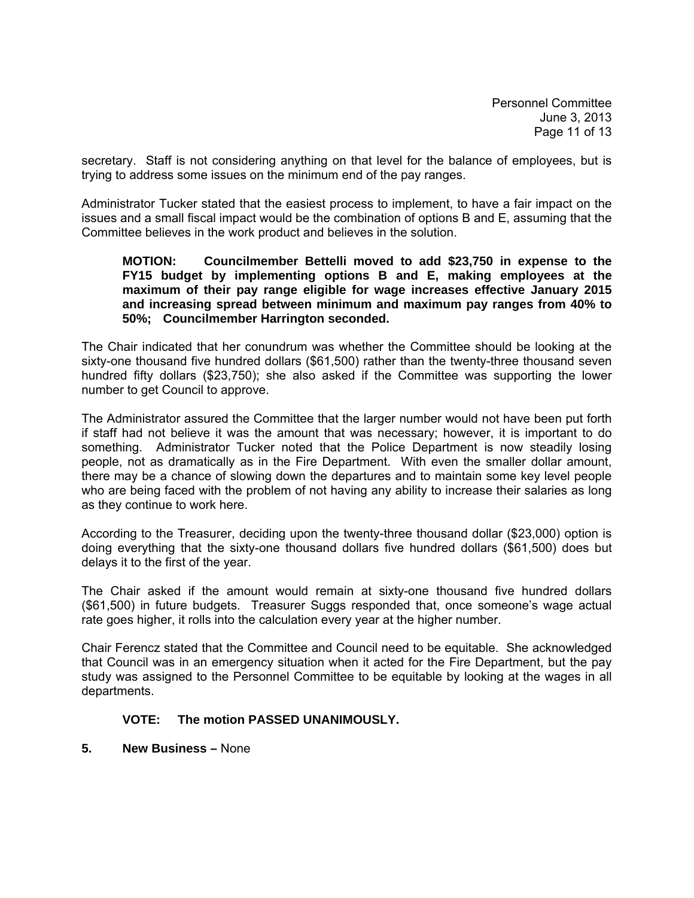secretary. Staff is not considering anything on that level for the balance of employees, but is trying to address some issues on the minimum end of the pay ranges.

Administrator Tucker stated that the easiest process to implement, to have a fair impact on the issues and a small fiscal impact would be the combination of options B and E, assuming that the Committee believes in the work product and believes in the solution.

> **MOTION: Councilmember Bettelli moved to add $23,750 in expense to the FY15 budget by implementing options B and E, making employees at the maximum of their pay range eligible for wage increases effective January 2015 and increasing spread between minimum and maximum pay ranges from 40% to 50%; Councilmember Harrington seconded.**

The Chair indicated that her conundrum was whether the Committee should be looking at the sixty-one thousand five hundred dollars ($61,500) rather than the twenty-three thousand seven hundred fifty dollars ($23,750); she also asked if the Committee was supporting the lower number to get Council to approve.

The Administrator assured the Committee that the larger number would not have been put forth if staff had not believe it was the amount that was necessary; however, it is important to do something. Administrator Tucker noted that the Police Department is now steadily losing people, not as dramatically as in the Fire Department. With even the smaller dollar amount, there may be a chance of slowing down the departures and to maintain some key level people who are being faced with the problem of not having any ability to increase their salaries as long as they continue to work here.

According to the Treasurer, deciding upon the twenty-three thousand dollar ($23,000) option is doing everything that the sixty-one thousand dollars five hundred dollars ($61,500) does but delays it to the first of the year.

The Chair asked if the amount would remain at sixty-one thousand five hundred dollars ($61,500) in future budgets. Treasurer Suggs responded that, once someone's wage actual rate goes higher, it rolls into the calculation every year at the higher number.

Chair Ferencz stated that the Committee and Council need to be equitable. She acknowledged that Council was in an emergency situation when it acted for the Fire Department, but the pay study was assigned to the Personnel Committee to be equitable by looking at the wages in all departments.

> **VOTE: The motion PASSED UNANIMOUSLY.**

**5. New Business –** None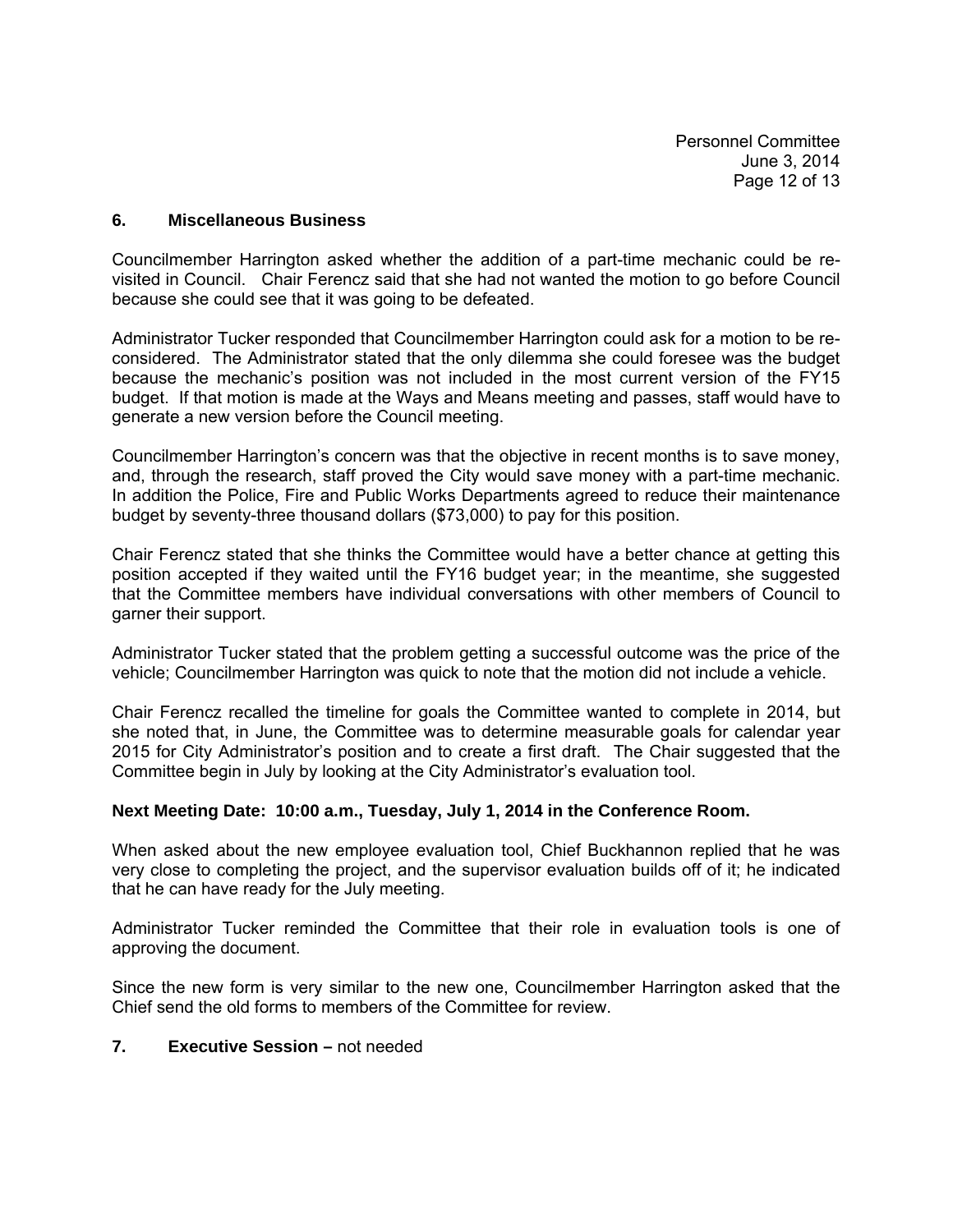## 6. Miscellaneous Business

Councilmember Harrington asked whether the addition of a part-time mechanic could be re-visited in Council. Chair Ferencz said that she had not wanted the motion to go before Council because she could see that it was going to be defeated.

Administrator Tucker responded that Councilmember Harrington could ask for a motion to be re-considered. The Administrator stated that the only dilemma she could foresee was the budget because the mechanic's position was not included in the most current version of the FY15 budget. If that motion is made at the Ways and Means meeting and passes, staff would have to generate a new version before the Council meeting.

Councilmember Harrington's concern was that the objective in recent months is to save money, and, through the research, staff proved the City would save money with a part-time mechanic. In addition the Police, Fire and Public Works Departments agreed to reduce their maintenance budget by seventy-three thousand dollars ($73,000) to pay for this position.

Chair Ferencz stated that she thinks the Committee would have a better chance at getting this position accepted if they waited until the FY16 budget year; in the meantime, she suggested that the Committee members have individual conversations with other members of Council to garner their support.

Administrator Tucker stated that the problem getting a successful outcome was the price of the vehicle; Councilmember Harrington was quick to note that the motion did not include a vehicle.

Chair Ferencz recalled the timeline for goals the Committee wanted to complete in 2014, but she noted that, in June, the Committee was to determine measurable goals for calendar year 2015 for City Administrator's position and to create a first draft. The Chair suggested that the Committee begin in July by looking at the City Administrator's evaluation tool.

**Next Meeting Date: 10:00 a.m., Tuesday, July 1, 2014 in the Conference Room.**

When asked about the new employee evaluation tool, Chief Buckhannon replied that he was very close to completing the project, and the supervisor evaluation builds off of it; he indicated that he can have ready for the July meeting.

Administrator Tucker reminded the Committee that their role in evaluation tools is one of approving the document.

Since the new form is very similar to the new one, Councilmember Harrington asked that the Chief send the old forms to members of the Committee for review.

## 7. Executive Session – not needed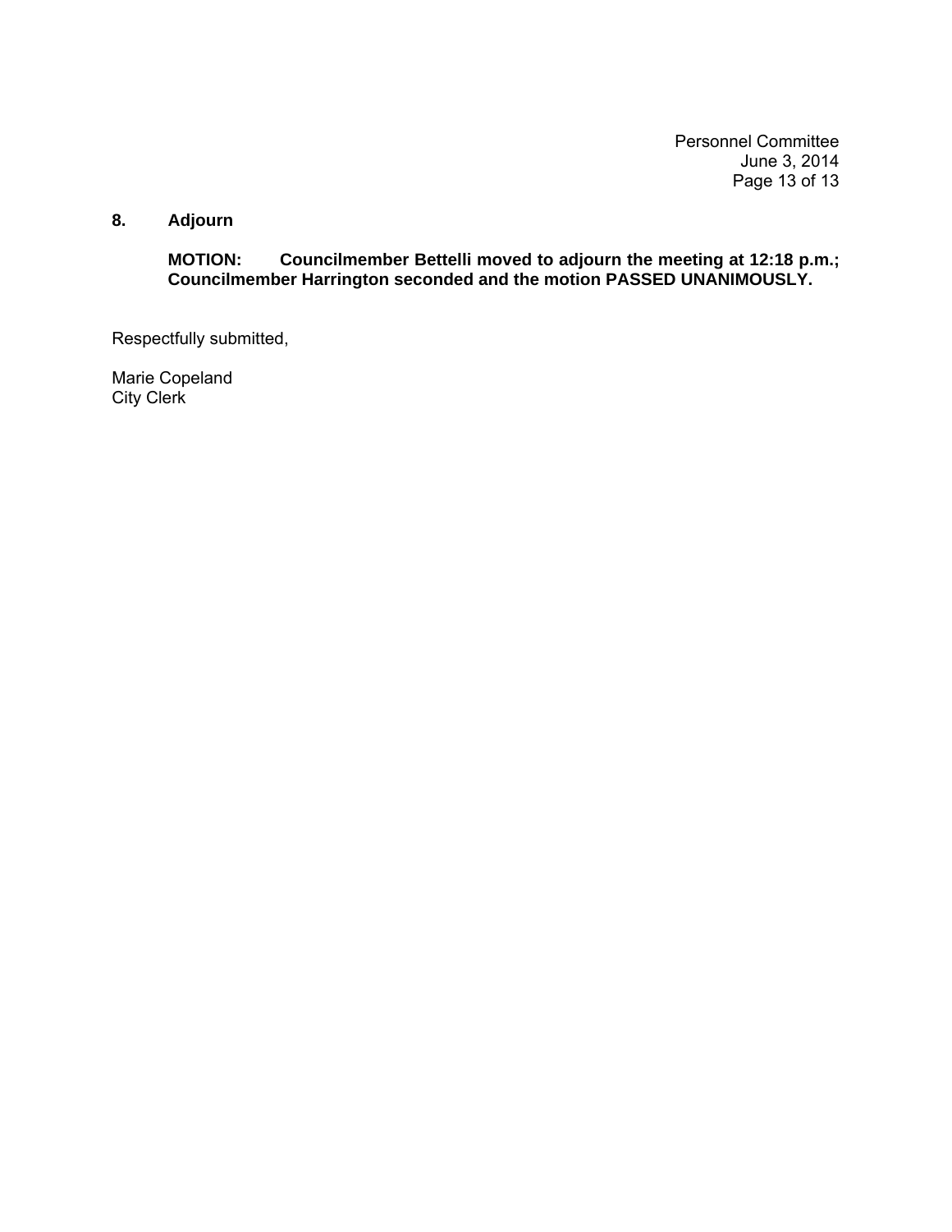## 8. Adjourn

**MOTION: Councilmember Bettelli moved to adjourn the meeting at 12:18 p.m.; Councilmember Harrington seconded and the motion PASSED UNANIMOUSLY.**

Respectfully submitted,

Marie Copeland
City Clerk